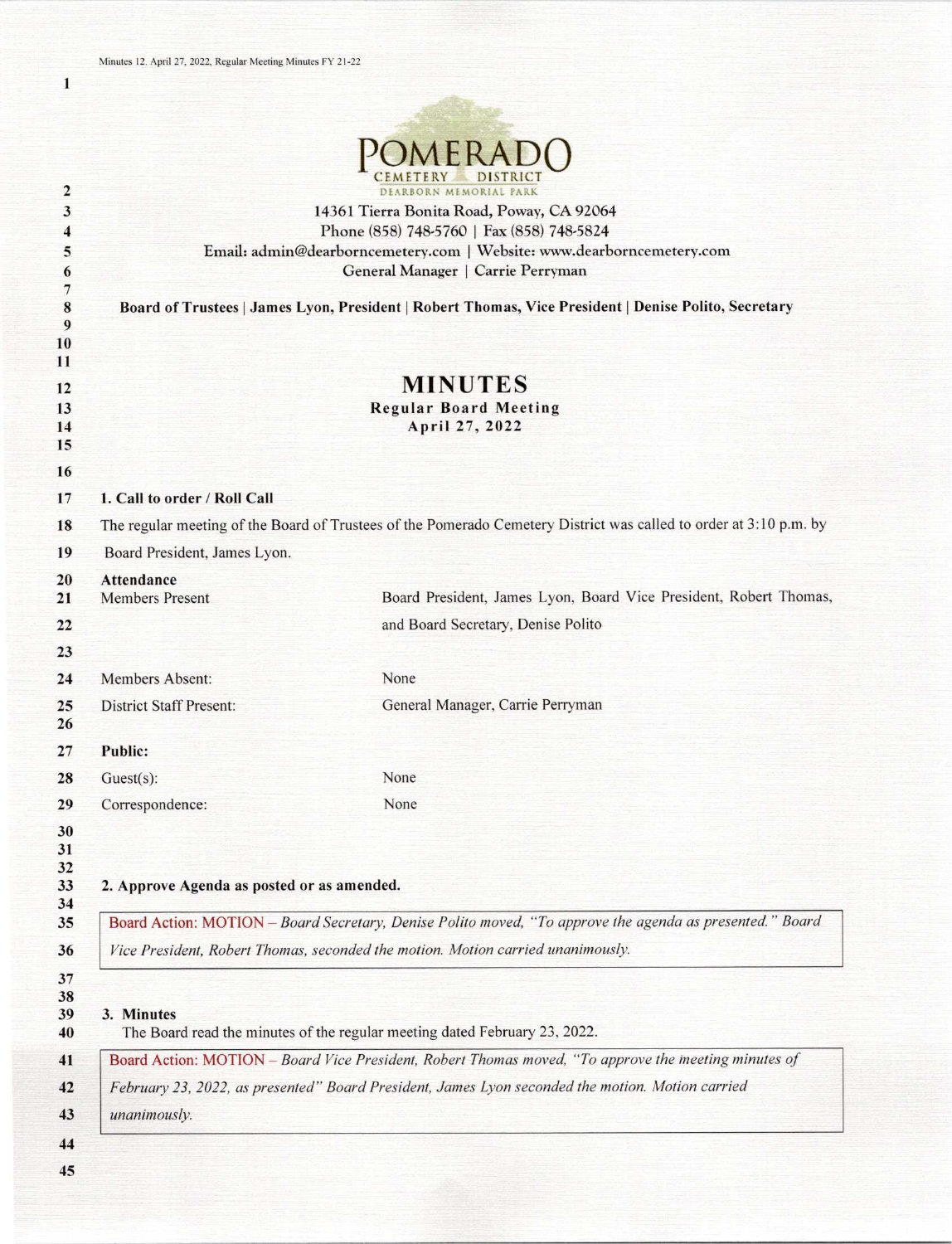# POMERADO CEMETERY DISTRICT

DEARBORN MEMORIAL PARK

14361 Tierra Bonita Road, Poway, CA 92064
Phone (858) 748-5760 | Fax (858) 748-5824
Email: admin@dearborncemetery.com | Website: www.dearborncemetery.com
General Manager | Carrie Perryman

**Board of Trustees | James Lyon, President | Robert Thomas, Vice President | Denise Polito, Secretary**

# MINUTES

**Regular Board Meeting**
**April 27, 2022**

## 1. Call to order / Roll Call

The regular meeting of the Board of Trustees of the Pomerado Cemetery District was called to order at 3:10 p.m. by Board President, James Lyon.

**Attendance**

| | |
|---|---|
| Members Present | Board President, James Lyon, Board Vice President, Robert Thomas, and Board Secretary, Denise Polito |
| Members Absent: | None |
| District Staff Present: | General Manager, Carrie Perryman |

**Public:**

| | |
|---|---|
| Guest(s): | None |
| Correspondence: | None |

## 2. Approve Agenda as posted or as amended.

Board Action: MOTION – *Board Secretary, Denise Polito moved, "To approve the agenda as presented." Board Vice President, Robert Thomas, seconded the motion. Motion carried unanimously.*

## 3. Minutes

The Board read the minutes of the regular meeting dated February 23, 2022.

Board Action: MOTION – *Board Vice President, Robert Thomas moved, "To approve the meeting minutes of February 23, 2022, as presented" Board President, James Lyon seconded the motion. Motion carried unanimously.*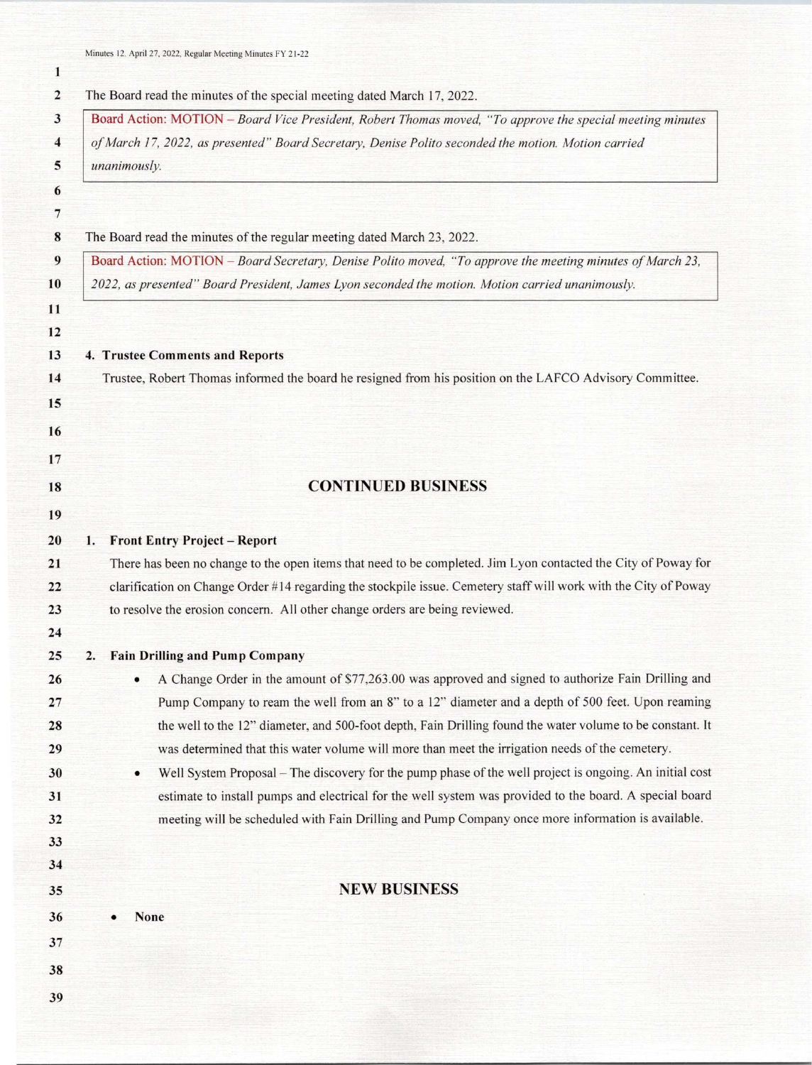The Board read the minutes of the special meeting dated March 17, 2022.

> Board Action: MOTION – *Board Vice President, Robert Thomas moved, "To approve the special meeting minutes of March 17, 2022, as presented" Board Secretary, Denise Polito seconded the motion. Motion carried unanimously.*

The Board read the minutes of the regular meeting dated March 23, 2022.

> Board Action: MOTION – *Board Secretary, Denise Polito moved, "To approve the meeting minutes of March 23, 2022, as presented" Board President, James Lyon seconded the motion. Motion carried unanimously.*

**4. Trustee Comments and Reports**

Trustee, Robert Thomas informed the board he resigned from his position on the LAFCO Advisory Committee.

## CONTINUED BUSINESS

**1. Front Entry Project – Report**

There has been no change to the open items that need to be completed. Jim Lyon contacted the City of Poway for clarification on Change Order #14 regarding the stockpile issue. Cemetery staff will work with the City of Poway to resolve the erosion concern. All other change orders are being reviewed.

**2. Fain Drilling and Pump Company**

- A Change Order in the amount of $77,263.00 was approved and signed to authorize Fain Drilling and Pump Company to ream the well from an 8" to a 12" diameter and a depth of 500 feet. Upon reaming the well to the 12" diameter, and 500-foot depth, Fain Drilling found the water volume to be constant. It was determined that this water volume will more than meet the irrigation needs of the cemetery.
- Well System Proposal – The discovery for the pump phase of the well project is ongoing. An initial cost estimate to install pumps and electrical for the well system was provided to the board. A special board meeting will be scheduled with Fain Drilling and Pump Company once more information is available.

## NEW BUSINESS

- **None**